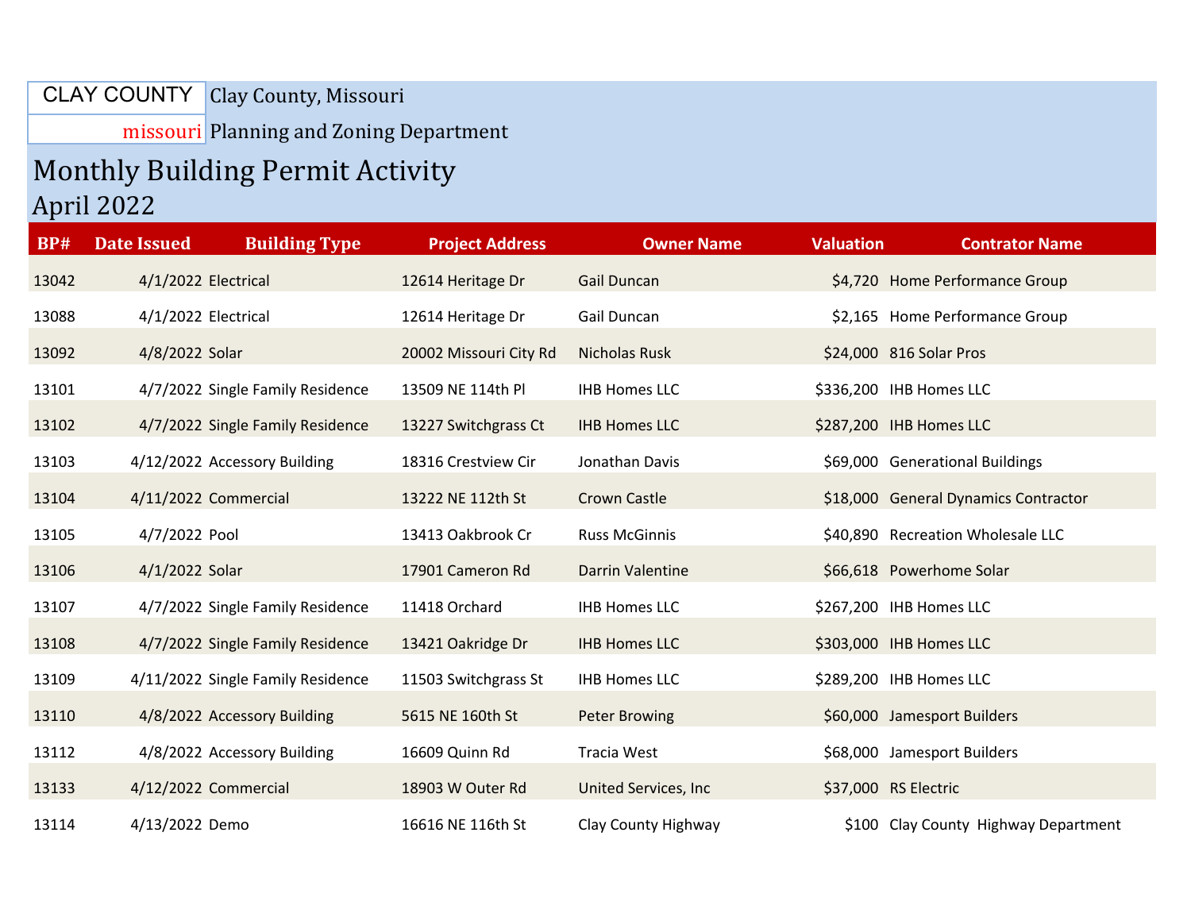CLAY COUNTY missouri

Clay County, Missouri

Planning and Zoning Department

# Monthly Building Permit Activity

## April 2022

| BP# | Date Issued | Building Type | Project Address | Owner Name | Valuation | Contrator Name |
|---|---|---|---|---|---|---|
| 13042 | 4/1/2022 | Electrical | 12614 Heritage Dr | Gail Duncan | $4,720 | Home Performance Group |
| 13088 | 4/1/2022 | Electrical | 12614 Heritage Dr | Gail Duncan | $2,165 | Home Performance Group |
| 13092 | 4/8/2022 | Solar | 20002 Missouri City Rd | Nicholas Rusk | $24,000 | 816 Solar Pros |
| 13101 | 4/7/2022 | Single Family Residence | 13509 NE 114th Pl | IHB Homes LLC | $336,200 | IHB Homes LLC |
| 13102 | 4/7/2022 | Single Family Residence | 13227 Switchgrass Ct | IHB Homes LLC | $287,200 | IHB Homes LLC |
| 13103 | 4/12/2022 | Accessory Building | 18316 Crestview Cir | Jonathan Davis | $69,000 | Generational Buildings |
| 13104 | 4/11/2022 | Commercial | 13222 NE 112th St | Crown Castle | $18,000 | General Dynamics Contractor |
| 13105 | 4/7/2022 | Pool | 13413 Oakbrook Cr | Russ McGinnis | $40,890 | Recreation Wholesale LLC |
| 13106 | 4/1/2022 | Solar | 17901 Cameron Rd | Darrin Valentine | $66,618 | Powerhome Solar |
| 13107 | 4/7/2022 | Single Family Residence | 11418 Orchard | IHB Homes LLC | $267,200 | IHB Homes LLC |
| 13108 | 4/7/2022 | Single Family Residence | 13421 Oakridge Dr | IHB Homes LLC | $303,000 | IHB Homes LLC |
| 13109 | 4/11/2022 | Single Family Residence | 11503 Switchgrass St | IHB Homes LLC | $289,200 | IHB Homes LLC |
| 13110 | 4/8/2022 | Accessory Building | 5615 NE 160th St | Peter Browing | $60,000 | Jamesport Builders |
| 13112 | 4/8/2022 | Accessory Building | 16609 Quinn Rd | Tracia West | $68,000 | Jamesport Builders |
| 13133 | 4/12/2022 | Commercial | 18903 W Outer Rd | United Services, Inc | $37,000 | RS Electric |
| 13114 | 4/13/2022 | Demo | 16616 NE 116th St | Clay County Highway | $100 | Clay County Highway Department |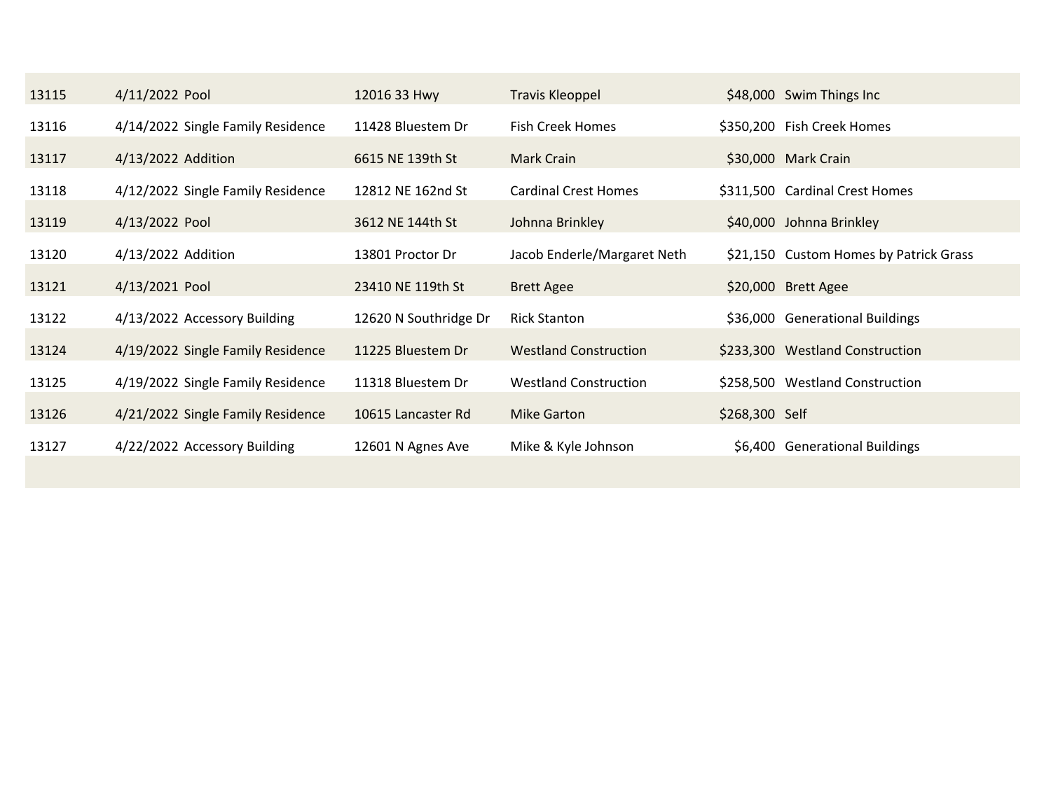| | | | | | | |
|---|---|---|---|---|---|---|
| 13115 | 4/11/2022 | Pool | 12016 33 Hwy | Travis Kleoppel | $48,000 | Swim Things Inc |
| 13116 | 4/14/2022 | Single Family Residence | 11428 Bluestem Dr | Fish Creek Homes | $350,200 | Fish Creek Homes |
| 13117 | 4/13/2022 | Addition | 6615 NE 139th St | Mark Crain | $30,000 | Mark Crain |
| 13118 | 4/12/2022 | Single Family Residence | 12812 NE 162nd St | Cardinal Crest Homes | $311,500 | Cardinal Crest Homes |
| 13119 | 4/13/2022 | Pool | 3612 NE 144th St | Johnna Brinkley | $40,000 | Johnna Brinkley |
| 13120 | 4/13/2022 | Addition | 13801 Proctor Dr | Jacob Enderle/Margaret Neth | $21,150 | Custom Homes by Patrick Grass |
| 13121 | 4/13/2021 | Pool | 23410 NE 119th St | Brett Agee | $20,000 | Brett Agee |
| 13122 | 4/13/2022 | Accessory Building | 12620 N Southridge Dr | Rick Stanton | $36,000 | Generational Buildings |
| 13124 | 4/19/2022 | Single Family Residence | 11225 Bluestem Dr | Westland Construction | $233,300 | Westland Construction |
| 13125 | 4/19/2022 | Single Family Residence | 11318 Bluestem Dr | Westland Construction | $258,500 | Westland Construction |
| 13126 | 4/21/2022 | Single Family Residence | 10615 Lancaster Rd | Mike Garton | $268,300 | Self |
| 13127 | 4/22/2022 | Accessory Building | 12601 N Agnes Ave | Mike & Kyle Johnson | $6,400 | Generational Buildings |